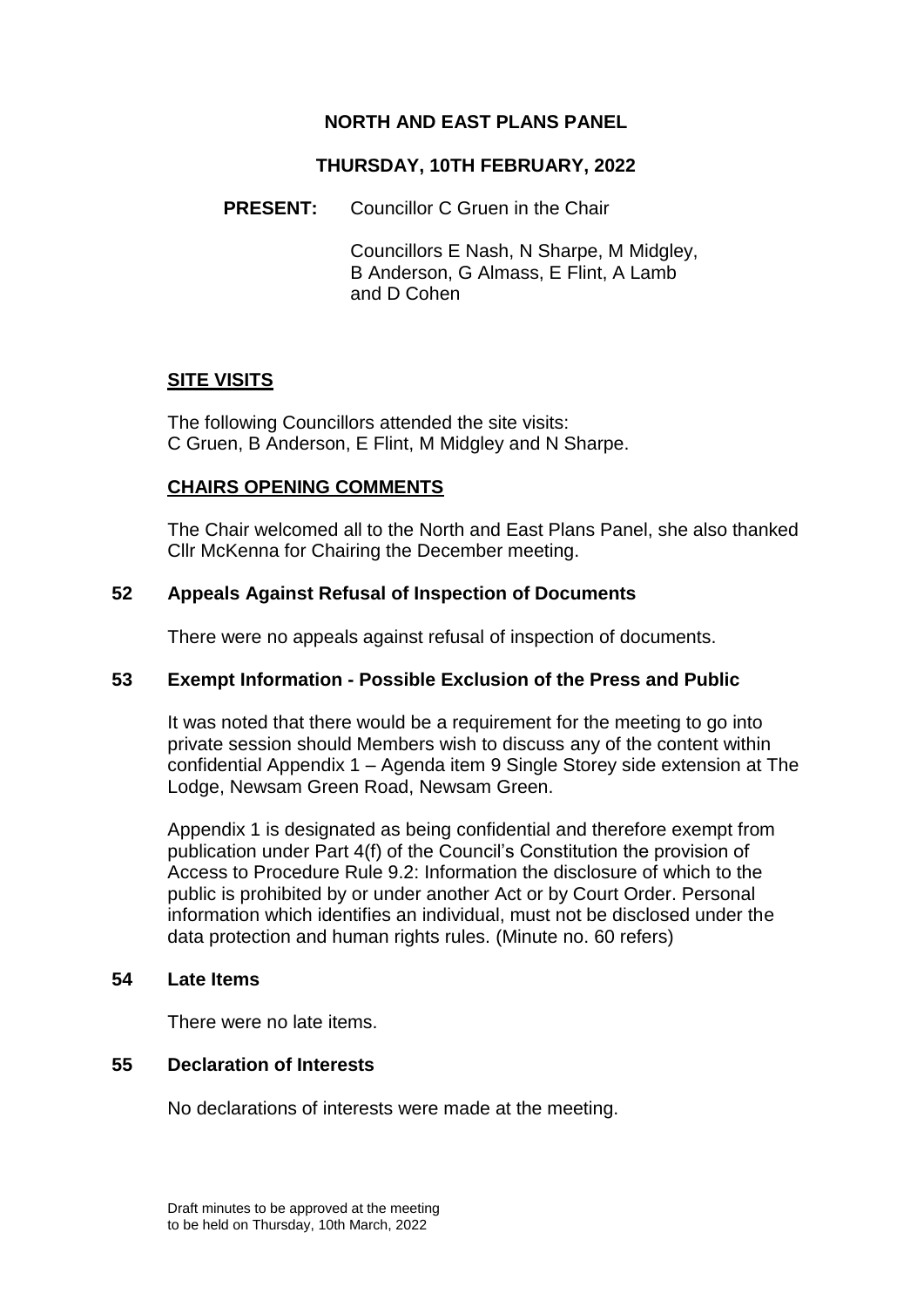**NORTH AND EAST PLANS PANEL**

**THURSDAY, 10TH FEBRUARY, 2022**

**PRESENT:** Councillor C Gruen in the Chair

Councillors E Nash, N Sharpe, M Midgley, B Anderson, G Almass, E Flint, A Lamb and D Cohen

**SITE VISITS**

The following Councillors attended the site visits: C Gruen, B Anderson, E Flint, M Midgley and N Sharpe.

**CHAIRS OPENING COMMENTS**

The Chair welcomed all to the North and East Plans Panel, she also thanked Cllr McKenna for Chairing the December meeting.

**52 Appeals Against Refusal of Inspection of Documents**

There were no appeals against refusal of inspection of documents.

**53 Exempt Information - Possible Exclusion of the Press and Public**

It was noted that there would be a requirement for the meeting to go into private session should Members wish to discuss any of the content within confidential Appendix 1 – Agenda item 9 Single Storey side extension at The Lodge, Newsam Green Road, Newsam Green.

Appendix 1 is designated as being confidential and therefore exempt from publication under Part 4(f) of the Council's Constitution the provision of Access to Procedure Rule 9.2: Information the disclosure of which to the public is prohibited by or under another Act or by Court Order. Personal information which identifies an individual, must not be disclosed under the data protection and human rights rules. (Minute no. 60 refers)

**54 Late Items**

There were no late items.

**55 Declaration of Interests**

No declarations of interests were made at the meeting.

Draft minutes to be approved at the meeting to be held on Thursday, 10th March, 2022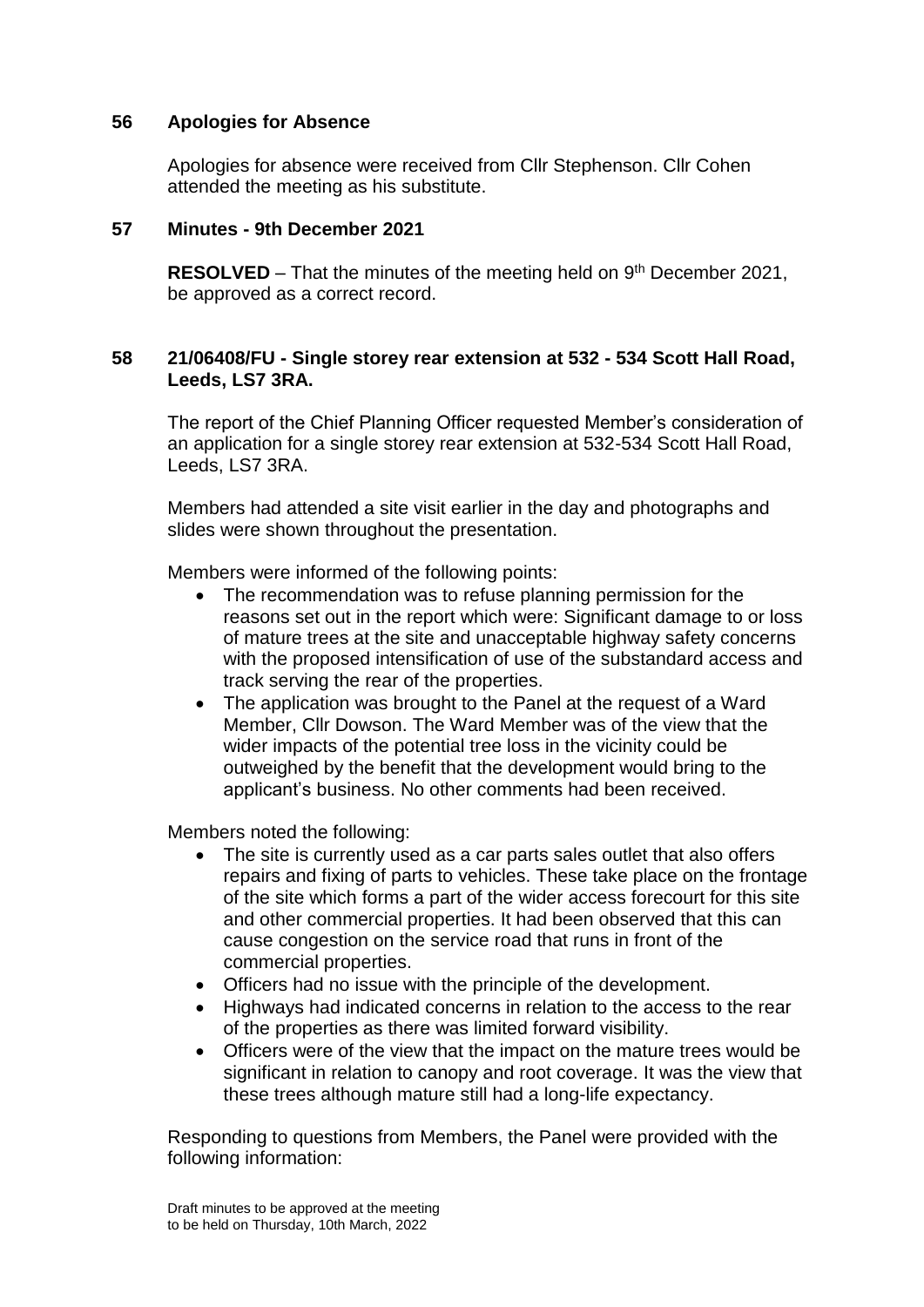## 56 Apologies for Absence

Apologies for absence were received from Cllr Stephenson. Cllr Cohen attended the meeting as his substitute.

## 57 Minutes - 9th December 2021

**RESOLVED** – That the minutes of the meeting held on 9th December 2021, be approved as a correct record.

## 58 21/06408/FU - Single storey rear extension at 532 - 534 Scott Hall Road, Leeds, LS7 3RA.

The report of the Chief Planning Officer requested Member's consideration of an application for a single storey rear extension at 532-534 Scott Hall Road, Leeds, LS7 3RA.

Members had attended a site visit earlier in the day and photographs and slides were shown throughout the presentation.

Members were informed of the following points:

- The recommendation was to refuse planning permission for the reasons set out in the report which were: Significant damage to or loss of mature trees at the site and unacceptable highway safety concerns with the proposed intensification of use of the substandard access and track serving the rear of the properties.
- The application was brought to the Panel at the request of a Ward Member, Cllr Dowson. The Ward Member was of the view that the wider impacts of the potential tree loss in the vicinity could be outweighed by the benefit that the development would bring to the applicant's business. No other comments had been received.

Members noted the following:

- The site is currently used as a car parts sales outlet that also offers repairs and fixing of parts to vehicles. These take place on the frontage of the site which forms a part of the wider access forecourt for this site and other commercial properties. It had been observed that this can cause congestion on the service road that runs in front of the commercial properties.
- Officers had no issue with the principle of the development.
- Highways had indicated concerns in relation to the access to the rear of the properties as there was limited forward visibility.
- Officers were of the view that the impact on the mature trees would be significant in relation to canopy and root coverage. It was the view that these trees although mature still had a long-life expectancy.

Responding to questions from Members, the Panel were provided with the following information: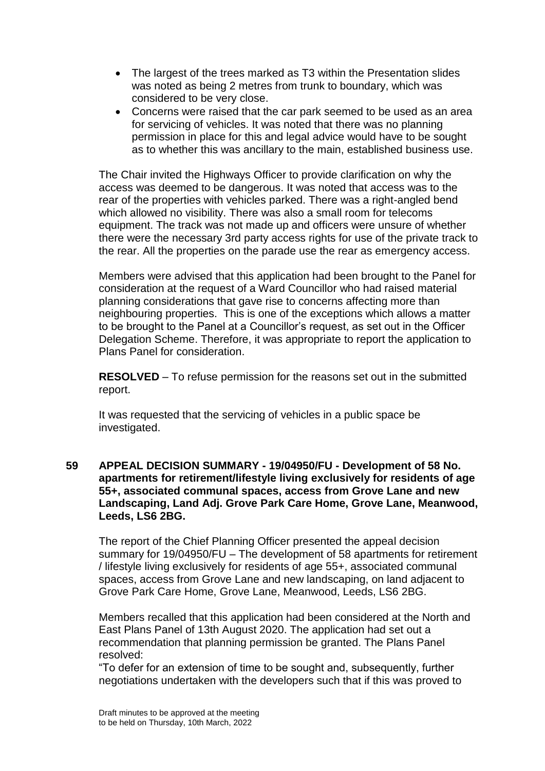- The largest of the trees marked as T3 within the Presentation slides was noted as being 2 metres from trunk to boundary, which was considered to be very close.
- Concerns were raised that the car park seemed to be used as an area for servicing of vehicles. It was noted that there was no planning permission in place for this and legal advice would have to be sought as to whether this was ancillary to the main, established business use.

The Chair invited the Highways Officer to provide clarification on why the access was deemed to be dangerous. It was noted that access was to the rear of the properties with vehicles parked. There was a right-angled bend which allowed no visibility. There was also a small room for telecoms equipment. The track was not made up and officers were unsure of whether there were the necessary 3rd party access rights for use of the private track to the rear. All the properties on the parade use the rear as emergency access.

Members were advised that this application had been brought to the Panel for consideration at the request of a Ward Councillor who had raised material planning considerations that gave rise to concerns affecting more than neighbouring properties. This is one of the exceptions which allows a matter to be brought to the Panel at a Councillor's request, as set out in the Officer Delegation Scheme. Therefore, it was appropriate to report the application to Plans Panel for consideration.

**RESOLVED** – To refuse permission for the reasons set out in the submitted report.

It was requested that the servicing of vehicles in a public space be investigated.

**59 APPEAL DECISION SUMMARY - 19/04950/FU - Development of 58 No. apartments for retirement/lifestyle living exclusively for residents of age 55+, associated communal spaces, access from Grove Lane and new Landscaping, Land Adj. Grove Park Care Home, Grove Lane, Meanwood, Leeds, LS6 2BG.**

The report of the Chief Planning Officer presented the appeal decision summary for 19/04950/FU – The development of 58 apartments for retirement / lifestyle living exclusively for residents of age 55+, associated communal spaces, access from Grove Lane and new landscaping, on land adjacent to Grove Park Care Home, Grove Lane, Meanwood, Leeds, LS6 2BG.

Members recalled that this application had been considered at the North and East Plans Panel of 13th August 2020. The application had set out a recommendation that planning permission be granted. The Plans Panel resolved:
"To defer for an extension of time to be sought and, subsequently, further negotiations undertaken with the developers such that if this was proved to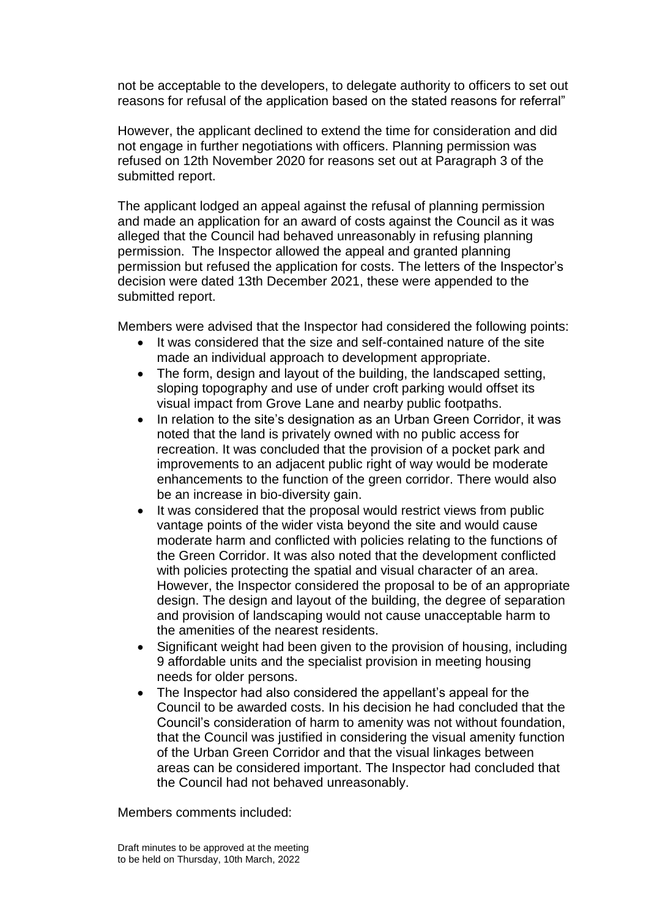not be acceptable to the developers, to delegate authority to officers to set out reasons for refusal of the application based on the stated reasons for referral"

However, the applicant declined to extend the time for consideration and did not engage in further negotiations with officers. Planning permission was refused on 12th November 2020 for reasons set out at Paragraph 3 of the submitted report.

The applicant lodged an appeal against the refusal of planning permission and made an application for an award of costs against the Council as it was alleged that the Council had behaved unreasonably in refusing planning permission. The Inspector allowed the appeal and granted planning permission but refused the application for costs. The letters of the Inspector's decision were dated 13th December 2021, these were appended to the submitted report.

Members were advised that the Inspector had considered the following points:

- It was considered that the size and self-contained nature of the site made an individual approach to development appropriate.
- The form, design and layout of the building, the landscaped setting, sloping topography and use of under croft parking would offset its visual impact from Grove Lane and nearby public footpaths.
- In relation to the site's designation as an Urban Green Corridor, it was noted that the land is privately owned with no public access for recreation. It was concluded that the provision of a pocket park and improvements to an adjacent public right of way would be moderate enhancements to the function of the green corridor. There would also be an increase in bio-diversity gain.
- It was considered that the proposal would restrict views from public vantage points of the wider vista beyond the site and would cause moderate harm and conflicted with policies relating to the functions of the Green Corridor. It was also noted that the development conflicted with policies protecting the spatial and visual character of an area. However, the Inspector considered the proposal to be of an appropriate design. The design and layout of the building, the degree of separation and provision of landscaping would not cause unacceptable harm to the amenities of the nearest residents.
- Significant weight had been given to the provision of housing, including 9 affordable units and the specialist provision in meeting housing needs for older persons.
- The Inspector had also considered the appellant's appeal for the Council to be awarded costs. In his decision he had concluded that the Council's consideration of harm to amenity was not without foundation, that the Council was justified in considering the visual amenity function of the Urban Green Corridor and that the visual linkages between areas can be considered important. The Inspector had concluded that the Council had not behaved unreasonably.

Members comments included: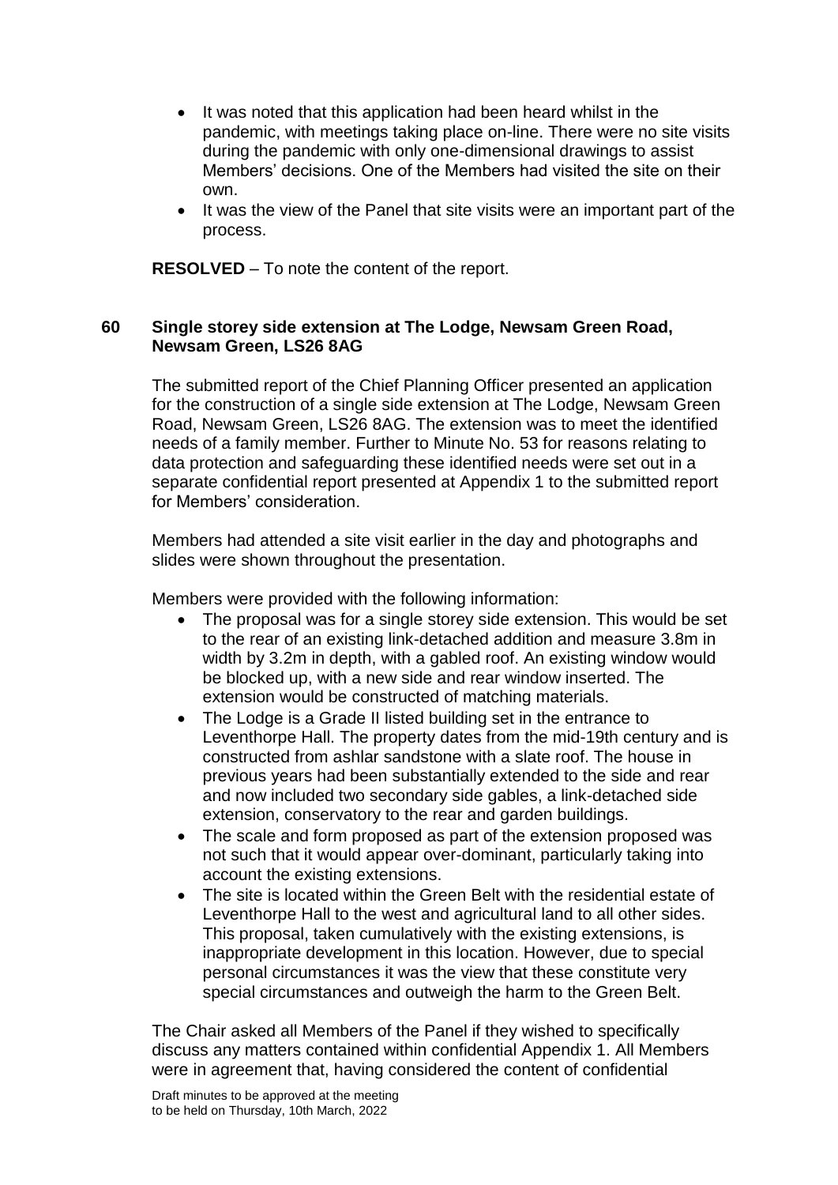- It was noted that this application had been heard whilst in the pandemic, with meetings taking place on-line. There were no site visits during the pandemic with only one-dimensional drawings to assist Members' decisions. One of the Members had visited the site on their own.
- It was the view of the Panel that site visits were an important part of the process.

**RESOLVED** – To note the content of the report.

## 60 Single storey side extension at The Lodge, Newsam Green Road, Newsam Green, LS26 8AG

The submitted report of the Chief Planning Officer presented an application for the construction of a single side extension at The Lodge, Newsam Green Road, Newsam Green, LS26 8AG. The extension was to meet the identified needs of a family member. Further to Minute No. 53 for reasons relating to data protection and safeguarding these identified needs were set out in a separate confidential report presented at Appendix 1 to the submitted report for Members' consideration.

Members had attended a site visit earlier in the day and photographs and slides were shown throughout the presentation.

Members were provided with the following information:

- The proposal was for a single storey side extension. This would be set to the rear of an existing link-detached addition and measure 3.8m in width by 3.2m in depth, with a gabled roof. An existing window would be blocked up, with a new side and rear window inserted. The extension would be constructed of matching materials.
- The Lodge is a Grade II listed building set in the entrance to Leventhorpe Hall. The property dates from the mid-19th century and is constructed from ashlar sandstone with a slate roof. The house in previous years had been substantially extended to the side and rear and now included two secondary side gables, a link-detached side extension, conservatory to the rear and garden buildings.
- The scale and form proposed as part of the extension proposed was not such that it would appear over-dominant, particularly taking into account the existing extensions.
- The site is located within the Green Belt with the residential estate of Leventhorpe Hall to the west and agricultural land to all other sides. This proposal, taken cumulatively with the existing extensions, is inappropriate development in this location. However, due to special personal circumstances it was the view that these constitute very special circumstances and outweigh the harm to the Green Belt.

The Chair asked all Members of the Panel if they wished to specifically discuss any matters contained within confidential Appendix 1. All Members were in agreement that, having considered the content of confidential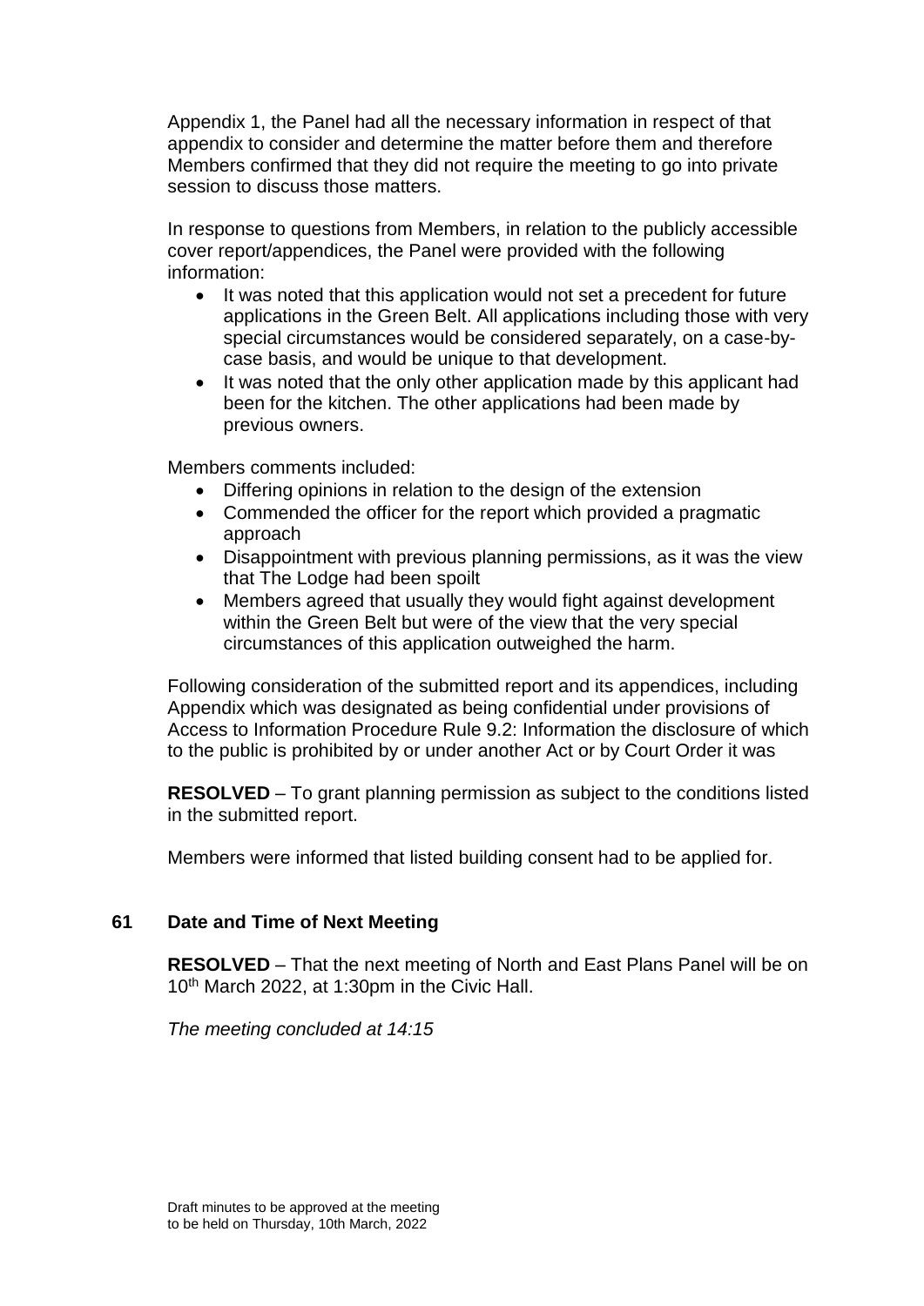Appendix 1, the Panel had all the necessary information in respect of that appendix to consider and determine the matter before them and therefore Members confirmed that they did not require the meeting to go into private session to discuss those matters.

In response to questions from Members, in relation to the publicly accessible cover report/appendices, the Panel were provided with the following information:

- It was noted that this application would not set a precedent for future applications in the Green Belt. All applications including those with very special circumstances would be considered separately, on a case-by-case basis, and would be unique to that development.
- It was noted that the only other application made by this applicant had been for the kitchen. The other applications had been made by previous owners.

Members comments included:

- Differing opinions in relation to the design of the extension
- Commended the officer for the report which provided a pragmatic approach
- Disappointment with previous planning permissions, as it was the view that The Lodge had been spoilt
- Members agreed that usually they would fight against development within the Green Belt but were of the view that the very special circumstances of this application outweighed the harm.

Following consideration of the submitted report and its appendices, including Appendix which was designated as being confidential under provisions of Access to Information Procedure Rule 9.2: Information the disclosure of which to the public is prohibited by or under another Act or by Court Order it was

**RESOLVED** – To grant planning permission as subject to the conditions listed in the submitted report.

Members were informed that listed building consent had to be applied for.

## 61 Date and Time of Next Meeting

**RESOLVED** – That the next meeting of North and East Plans Panel will be on 10th March 2022, at 1:30pm in the Civic Hall.

*The meeting concluded at 14:15*

Draft minutes to be approved at the meeting to be held on Thursday, 10th March, 2022